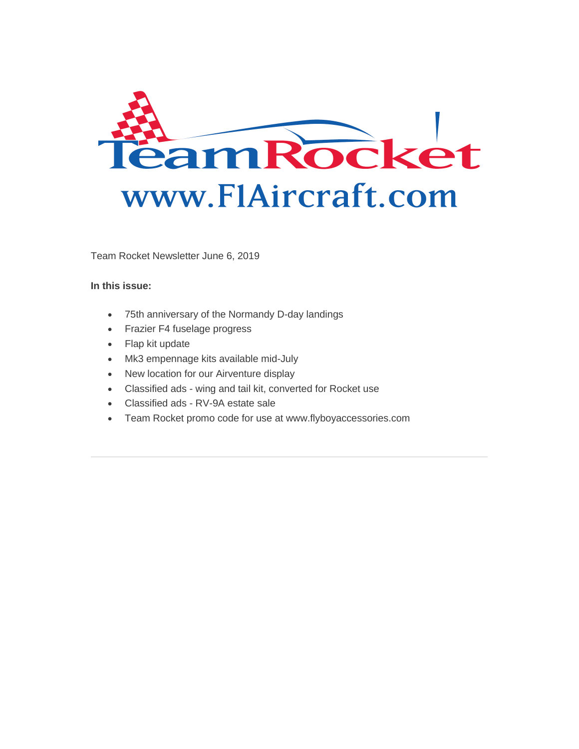TeamRocket

www.F1Aircraft.com

Team Rocket Newsletter June 6, 2019

**In this issue:**

- 75th anniversary of the Normandy D-day landings
- Frazier F4 fuselage progress
- Flap kit update
- Mk3 empennage kits available mid-July
- New location for our Airventure display
- Classified ads - wing and tail kit, converted for Rocket use
- Classified ads - RV-9A estate sale
- Team Rocket promo code for use at www.flyboyaccessories.com

---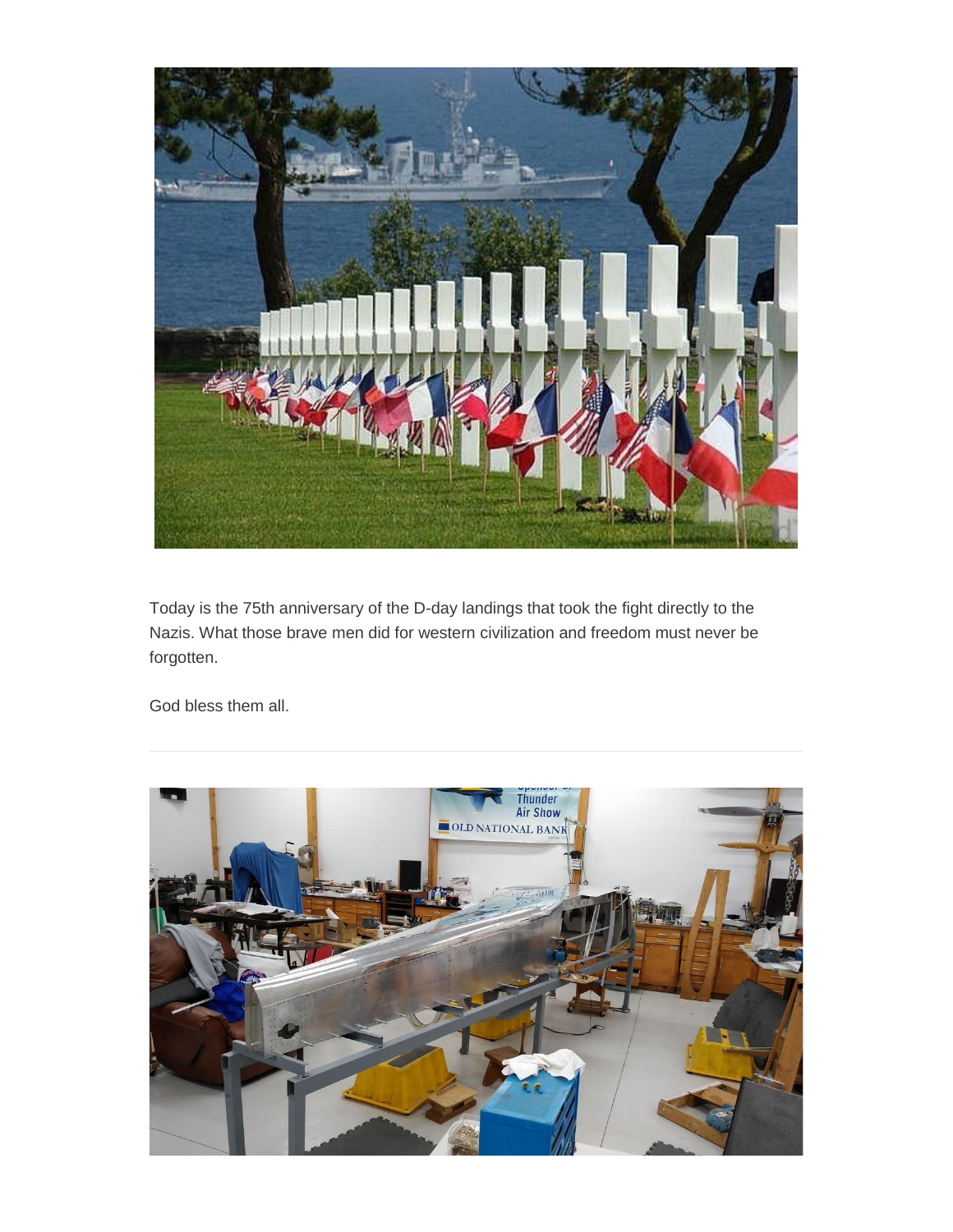Today is the 75th anniversary of the D-day landings that took the fight directly to the Nazis. What those brave men did for western civilization and freedom must never be forgotten.

God bless them all.

---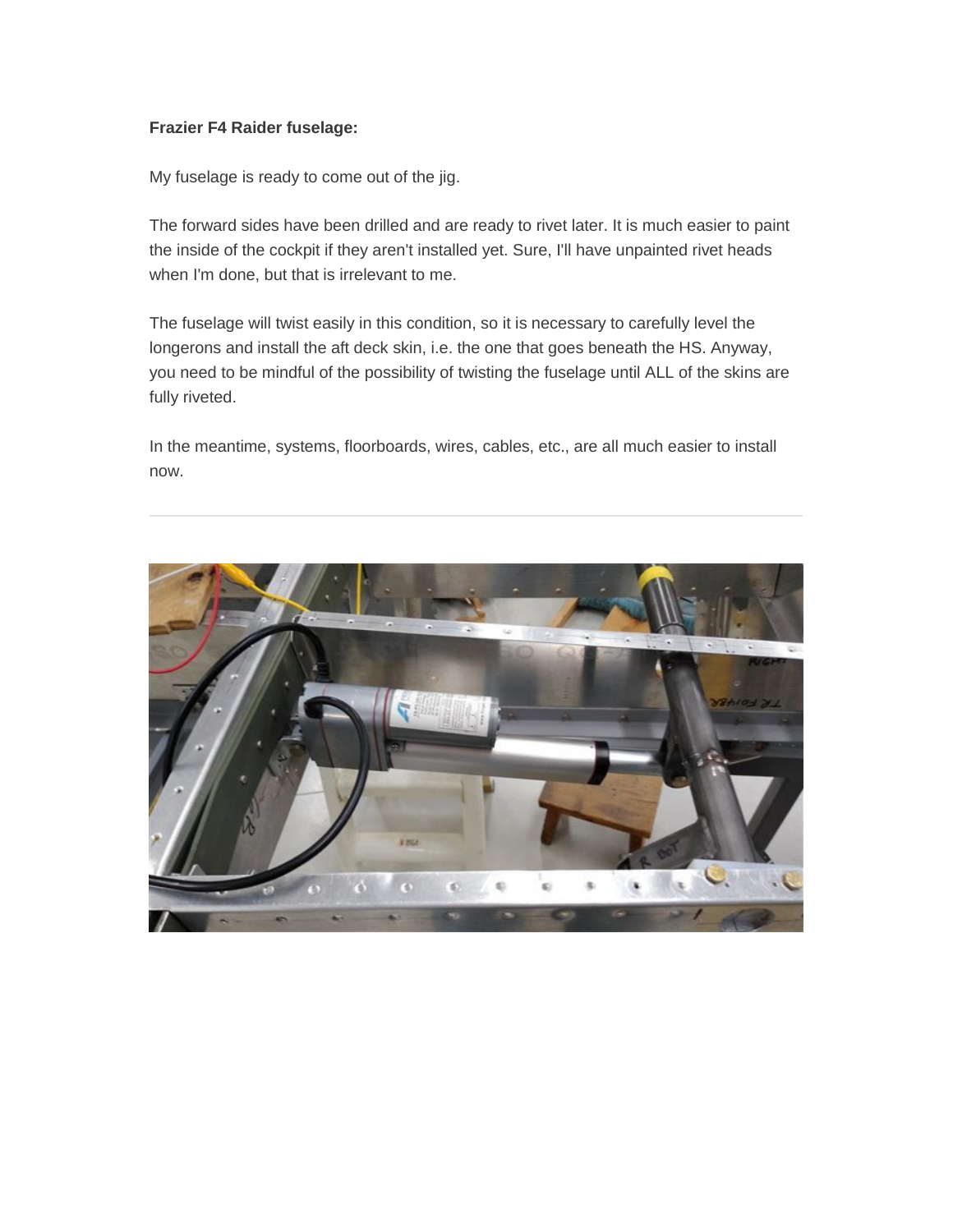**Frazier F4 Raider fuselage:**

My fuselage is ready to come out of the jig.

The forward sides have been drilled and are ready to rivet later. It is much easier to paint the inside of the cockpit if they aren't installed yet. Sure, I'll have unpainted rivet heads when I'm done, but that is irrelevant to me.

The fuselage will twist easily in this condition, so it is necessary to carefully level the longerons and install the aft deck skin, i.e. the one that goes beneath the HS. Anyway, you need to be mindful of the possibility of twisting the fuselage until ALL of the skins are fully riveted.

In the meantime, systems, floorboards, wires, cables, etc., are all much easier to install now.

---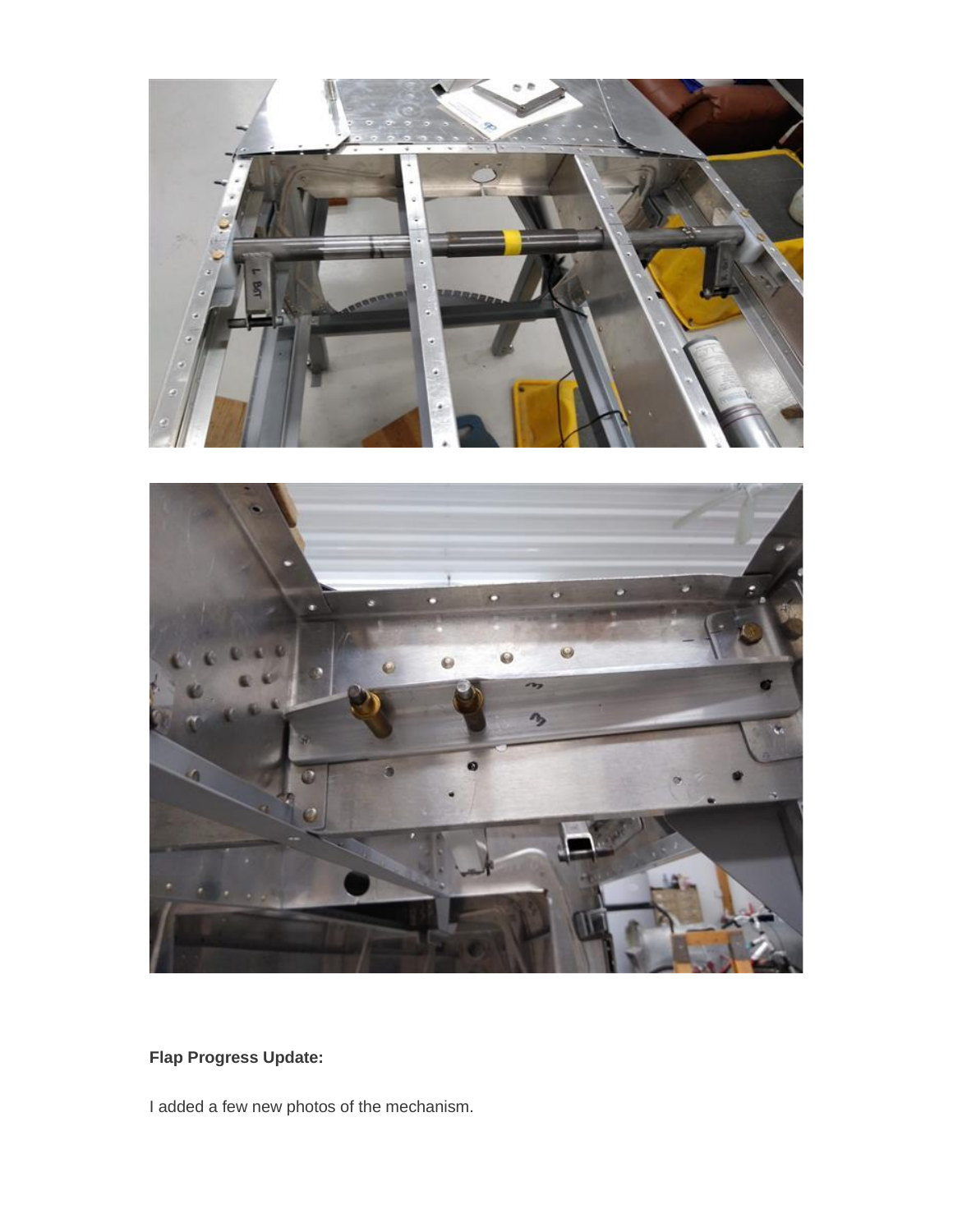**Flap Progress Update:**

I added a few new photos of the mechanism.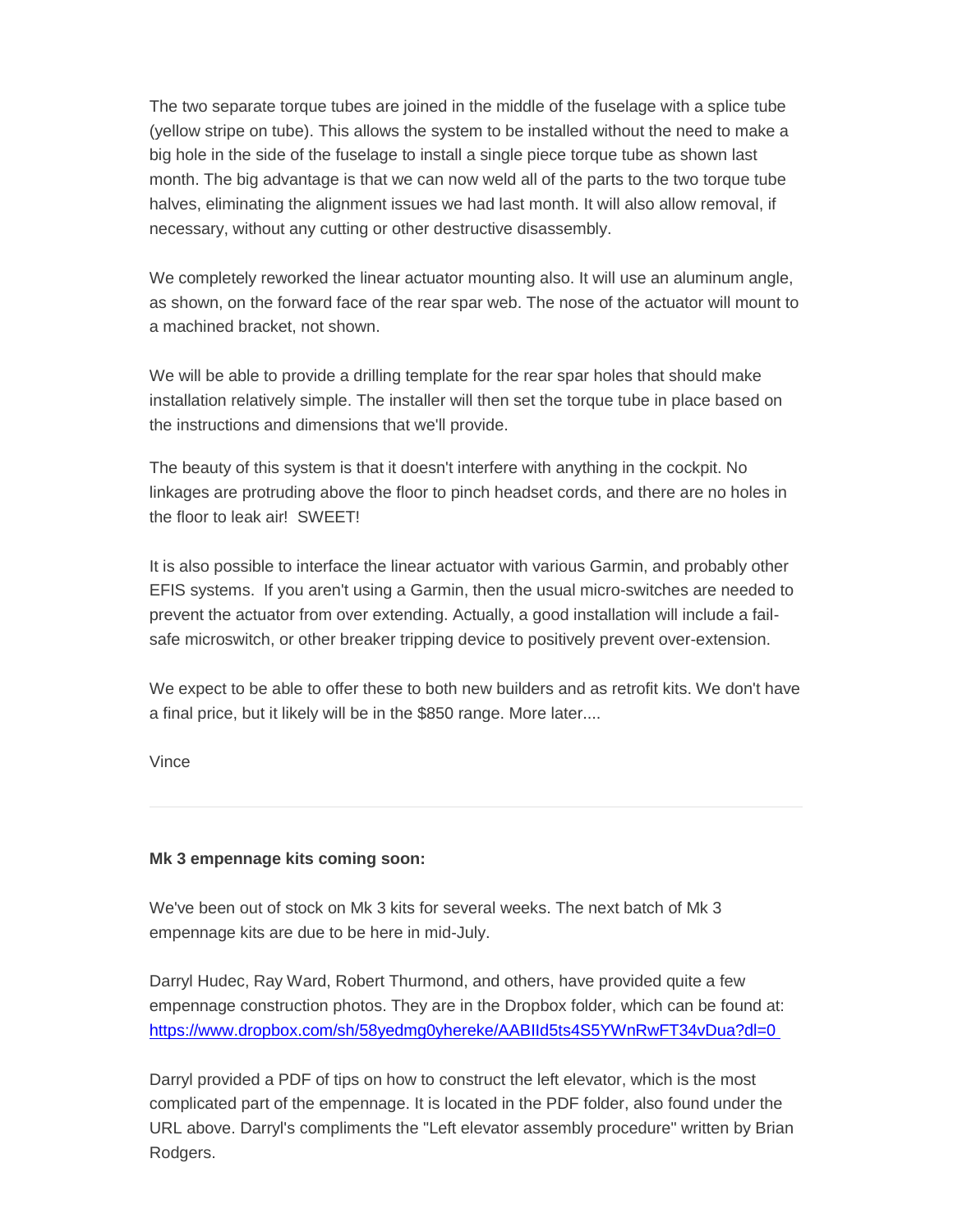The two separate torque tubes are joined in the middle of the fuselage with a splice tube (yellow stripe on tube). This allows the system to be installed without the need to make a big hole in the side of the fuselage to install a single piece torque tube as shown last month. The big advantage is that we can now weld all of the parts to the two torque tube halves, eliminating the alignment issues we had last month. It will also allow removal, if necessary, without any cutting or other destructive disassembly.

We completely reworked the linear actuator mounting also. It will use an aluminum angle, as shown, on the forward face of the rear spar web. The nose of the actuator will mount to a machined bracket, not shown.

We will be able to provide a drilling template for the rear spar holes that should make installation relatively simple. The installer will then set the torque tube in place based on the instructions and dimensions that we'll provide.

The beauty of this system is that it doesn't interfere with anything in the cockpit. No linkages are protruding above the floor to pinch headset cords, and there are no holes in the floor to leak air!  SWEET!

It is also possible to interface the linear actuator with various Garmin, and probably other EFIS systems.  If you aren't using a Garmin, then the usual micro-switches are needed to prevent the actuator from over extending. Actually, a good installation will include a fail-safe microswitch, or other breaker tripping device to positively prevent over-extension.

We expect to be able to offer these to both new builders and as retrofit kits. We don't have a final price, but it likely will be in the $850 range. More later....

Vince

---

**Mk 3 empennage kits coming soon:**

We've been out of stock on Mk 3 kits for several weeks. The next batch of Mk 3 empennage kits are due to be here in mid-July.

Darryl Hudec, Ray Ward, Robert Thurmond, and others, have provided quite a few empennage construction photos. They are in the Dropbox folder, which can be found at: https://www.dropbox.com/sh/58yedmg0yhereke/AABIId5ts4S5YWnRwFT34vDua?dl=0

Darryl provided a PDF of tips on how to construct the left elevator, which is the most complicated part of the empennage. It is located in the PDF folder, also found under the URL above. Darryl's compliments the "Left elevator assembly procedure" written by Brian Rodgers.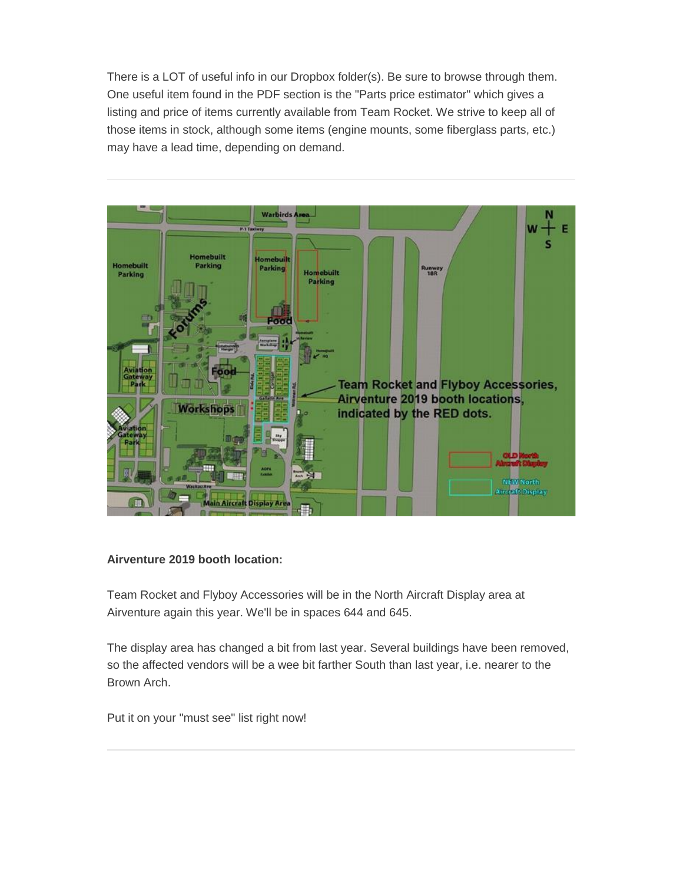There is a LOT of useful info in our Dropbox folder(s). Be sure to browse through them. One useful item found in the PDF section is the "Parts price estimator" which gives a listing and price of items currently available from Team Rocket. We strive to keep all of those items in stock, although some items (engine mounts, some fiberglass parts, etc.) may have a lead time, depending on demand.

---

**Airventure 2019 booth location:**

Team Rocket and Flyboy Accessories will be in the North Aircraft Display area at Airventure again this year. We'll be in spaces 644 and 645.

The display area has changed a bit from last year. Several buildings have been removed, so the affected vendors will be a wee bit farther South than last year, i.e. nearer to the Brown Arch.

Put it on your "must see" list right now!

---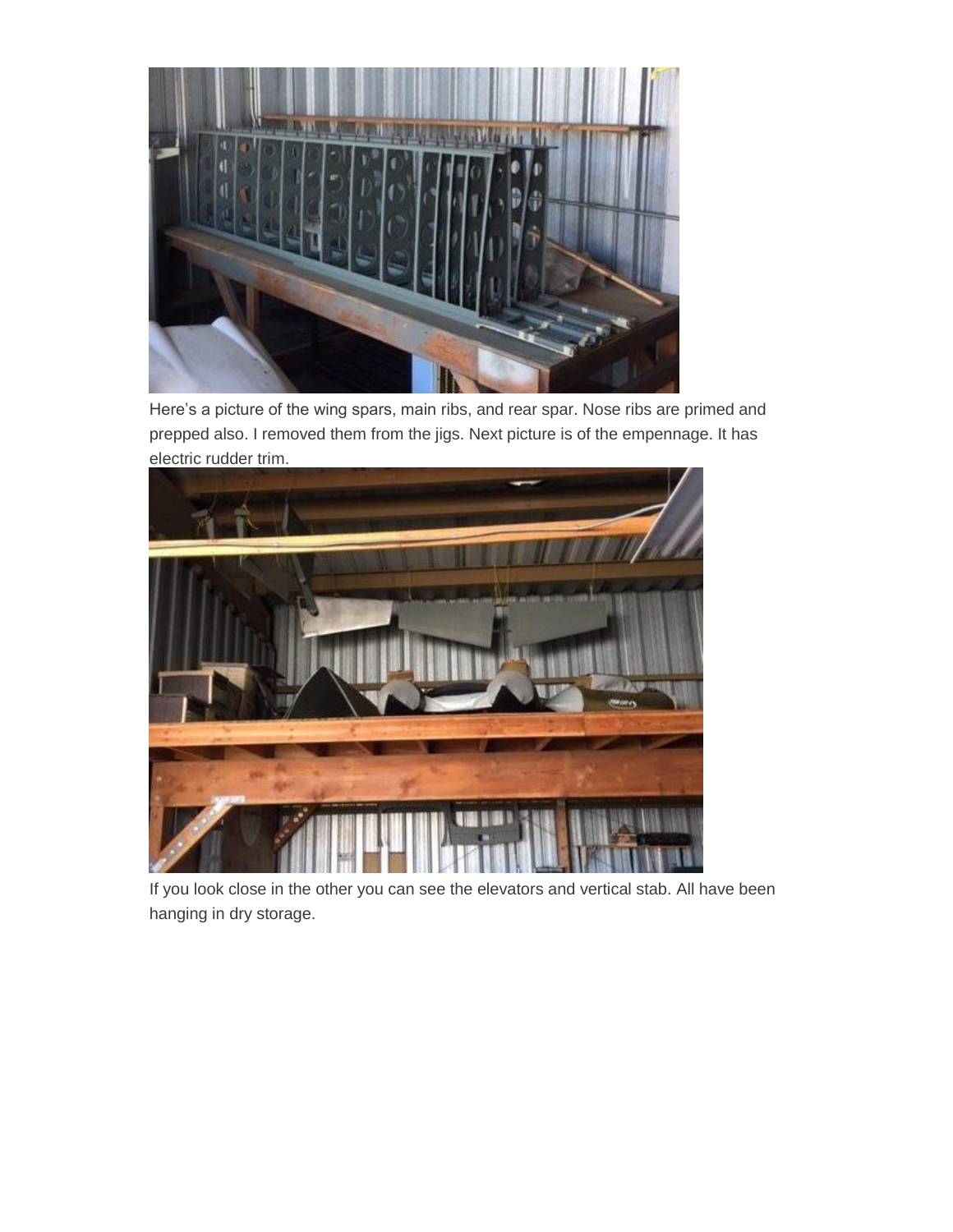Here's a picture of the wing spars, main ribs, and rear spar. Nose ribs are primed and prepped also. I removed them from the jigs. Next picture is of the empennage. It has electric rudder trim.

If you look close in the other you can see the elevators and vertical stab. All have been hanging in dry storage.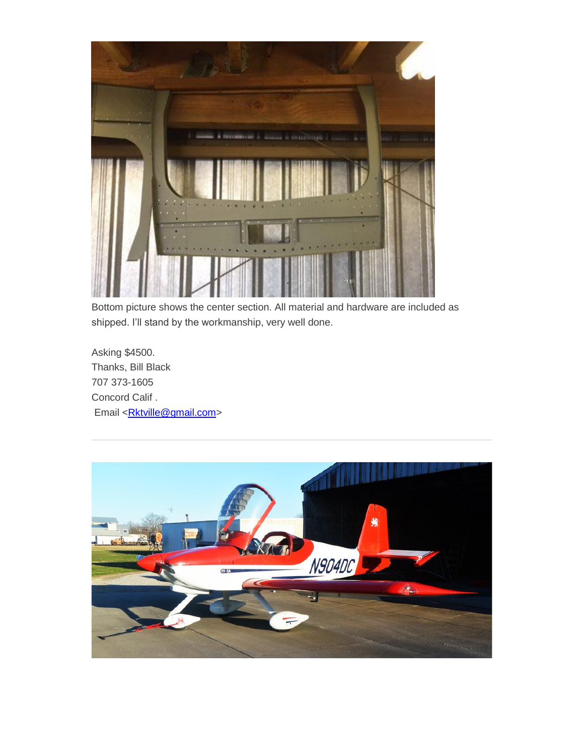Bottom picture shows the center section. All material and hardware are included as shipped. I'll stand by the workmanship, very well done.

Asking $4500.
Thanks, Bill Black
707 373-1605
Concord Calif .
Email <Rktville@gmail.com>

---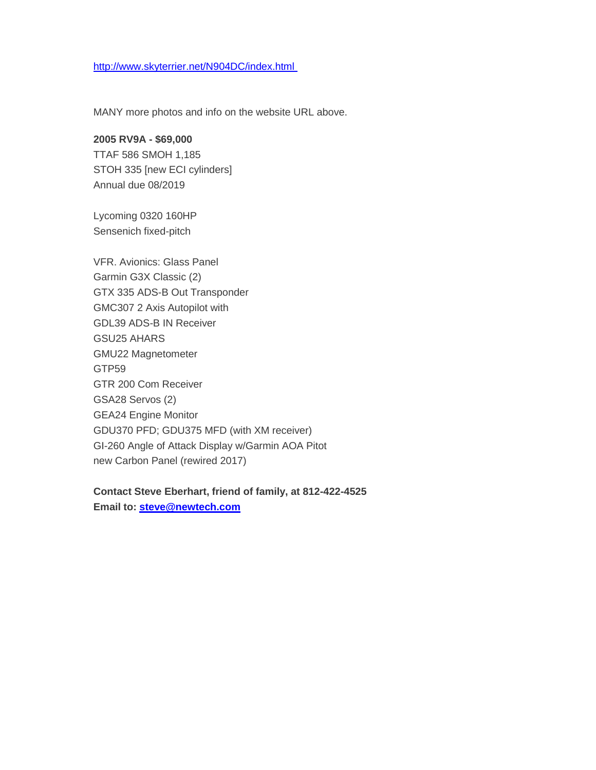[http://www.skyterrier.net/N904DC/index.html](http://www.skyterrier.net/N904DC/index.html)

MANY more photos and info on the website URL above.

**2005 RV9A - $69,000**
TTAF 586 SMOH 1,185
STOH 335 [new ECI cylinders]
Annual due 08/2019

Lycoming 0320 160HP
Sensenich fixed-pitch

VFR. Avionics: Glass Panel
Garmin G3X Classic (2)
GTX 335 ADS-B Out Transponder
GMC307 2 Axis Autopilot with
GDL39 ADS-B IN Receiver
GSU25 AHARS
GMU22 Magnetometer
GTP59
GTR 200 Com Receiver
GSA28 Servos (2)
GEA24 Engine Monitor
GDU370 PFD; GDU375 MFD (with XM receiver)
GI-260 Angle of Attack Display w/Garmin AOA Pitot
new Carbon Panel (rewired 2017)

**Contact Steve Eberhart, friend of family, at 812-422-4525**
**Email to: [steve@newtech.com](mailto:steve@newtech.com)**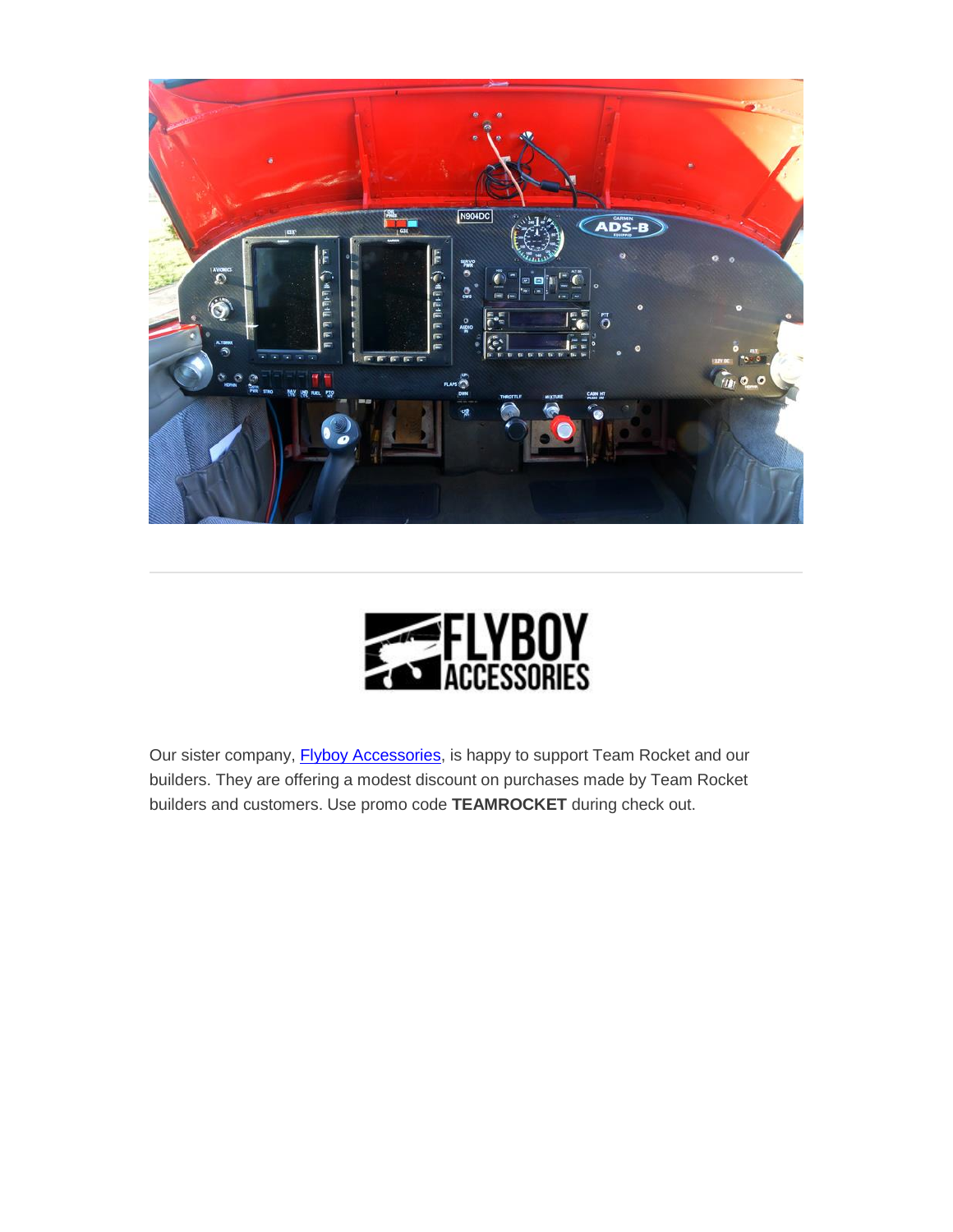Our sister company, [Flyboy Accessories](Flyboy Accessories), is happy to support Team Rocket and our builders. They are offering a modest discount on purchases made by Team Rocket builders and customers. Use promo code **TEAMROCKET** during check out.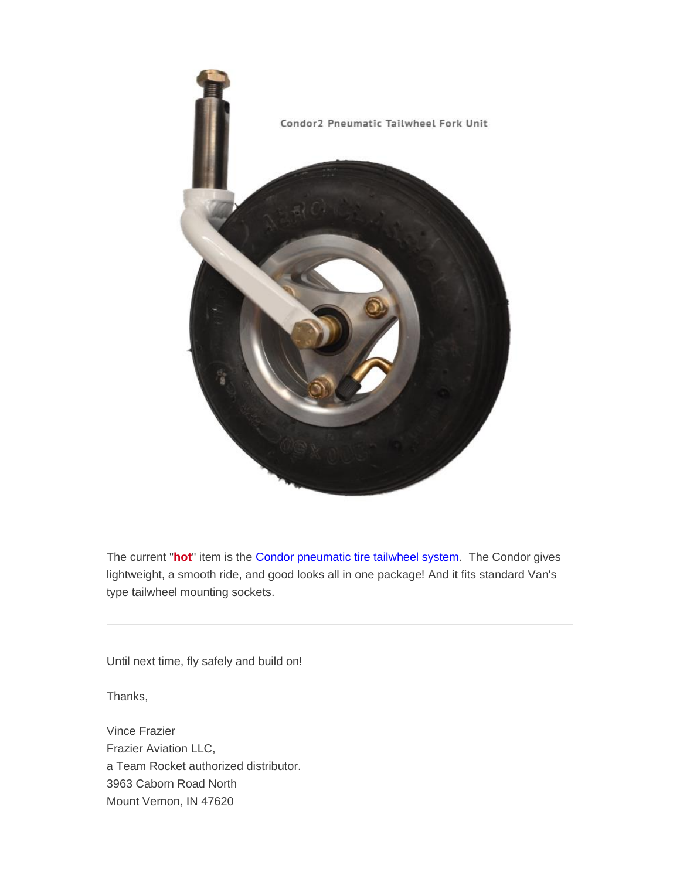Condor2 Pneumatic Tailwheel Fork Unit

The current "**hot**" item is the [Condor pneumatic tire tailwheel system](). The Condor gives lightweight, a smooth ride, and good looks all in one package! And it fits standard Van's type tailwheel mounting sockets.

---

Until next time, fly safely and build on!

Thanks,

Vince Frazier  
Frazier Aviation LLC,  
a Team Rocket authorized distributor.  
3963 Caborn Road North  
Mount Vernon, IN 47620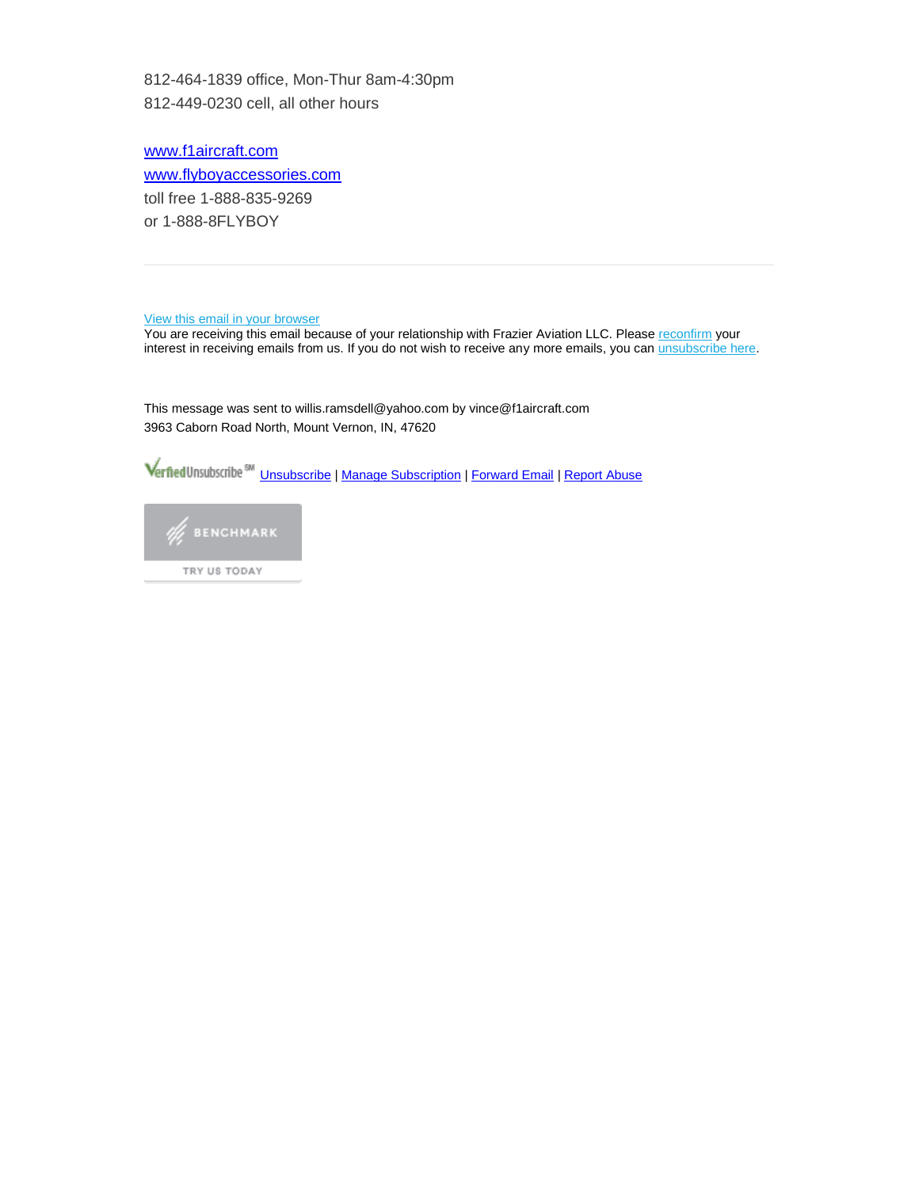812-464-1839 office, Mon-Thur 8am-4:30pm
812-449-0230 cell, all other hours

www.f1aircraft.com
www.flyboyaccessories.com
toll free 1-888-835-9269
or 1-888-8FLYBOY

---

View this email in your browser
You are receiving this email because of your relationship with Frazier Aviation LLC. Please reconfirm your interest in receiving emails from us. If you do not wish to receive any more emails, you can unsubscribe here.

This message was sent to willis.ramsdell@yahoo.com by vince@f1aircraft.com
3963 Caborn Road North, Mount Vernon, IN, 47620

VerfiedUnsubscribe SM Unsubscribe | Manage Subscription | Forward Email | Report Abuse

BENCHMARK
TRY US TODAY